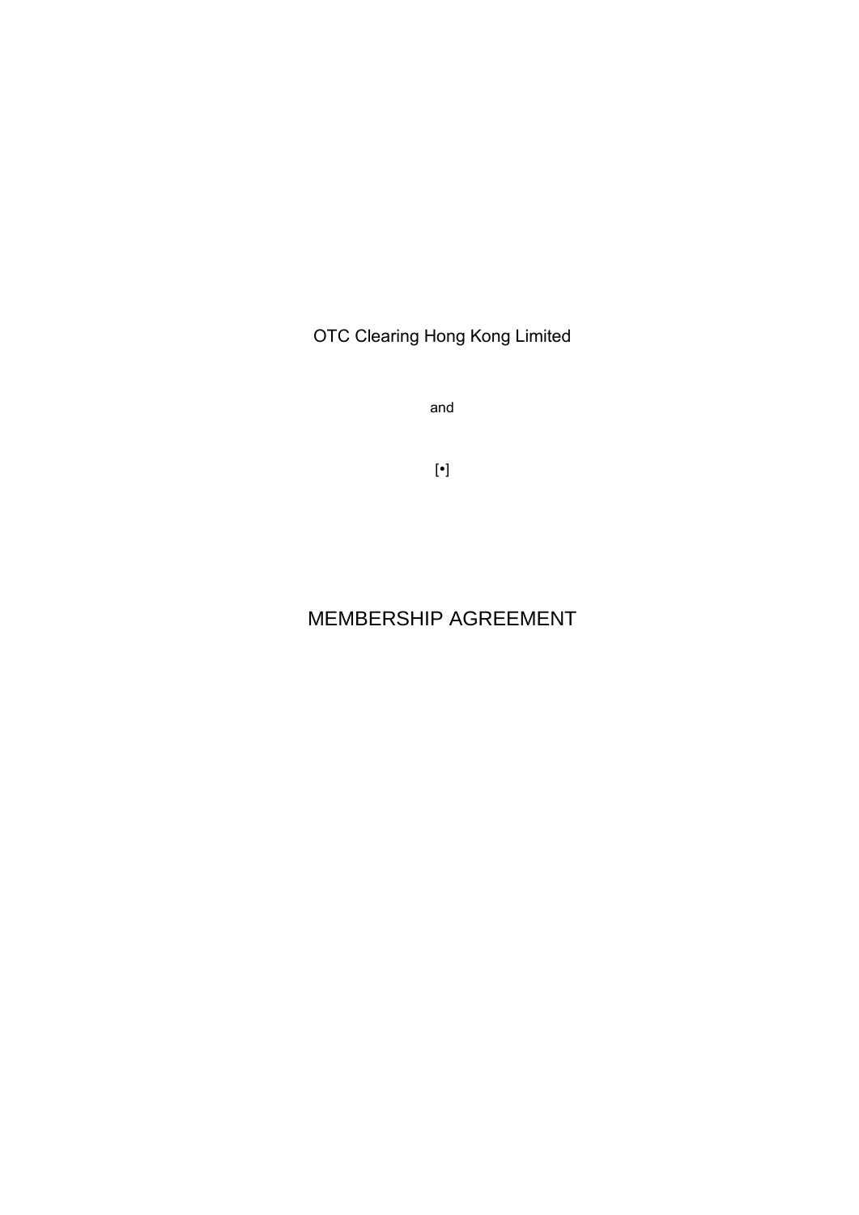OTC Clearing Hong Kong Limited

and

[•]

# MEMBERSHIP AGREEMENT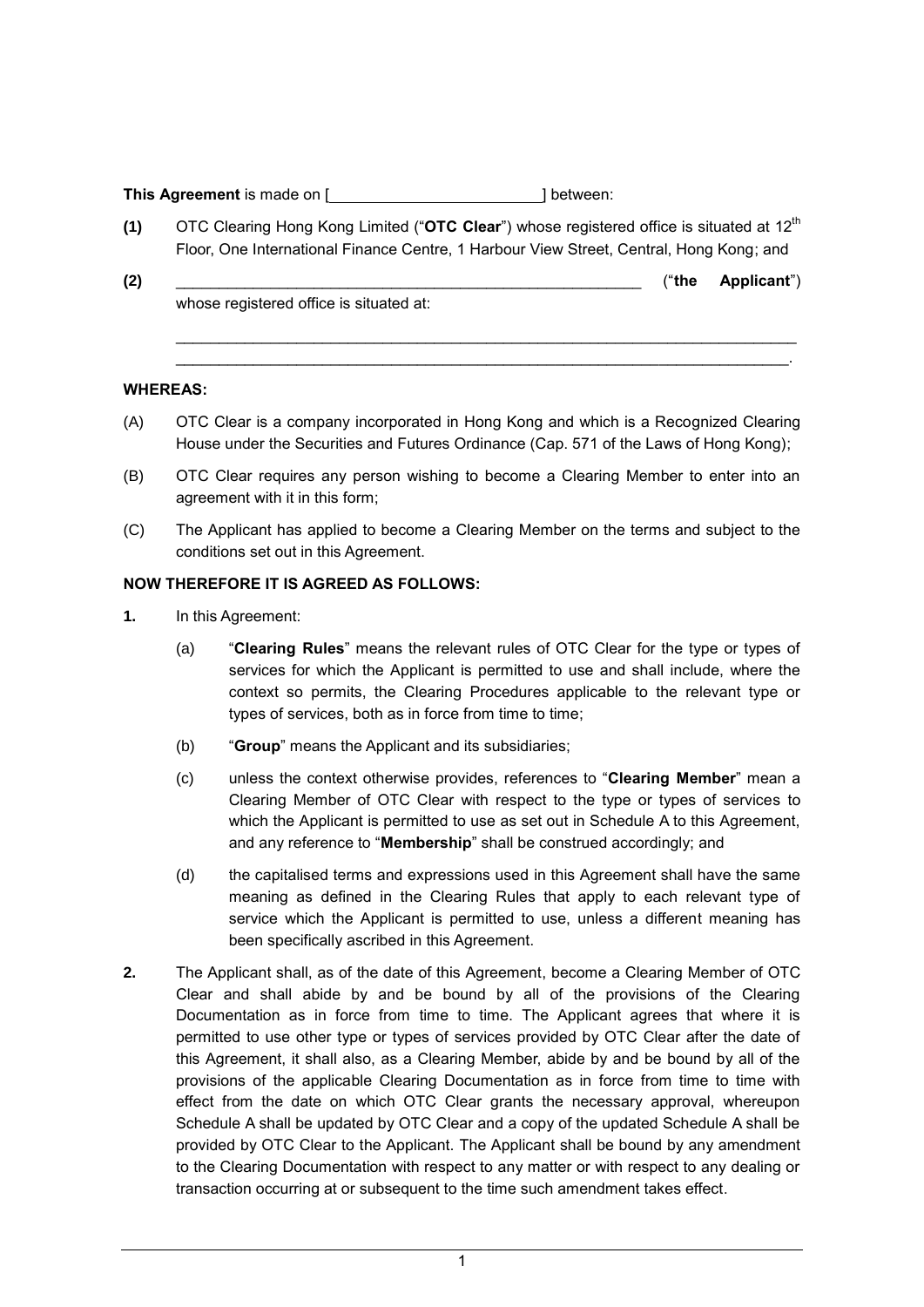**This Agreement** is made on [\_\_\_\_\_\_\_\_\_\_\_\_\_\_\_\_\_\_\_\_\_\_\_\_\_\_\_\_] between:

**(1)** OTC Clearing Hong Kong Limited ("**OTC Clear**") whose registered office is situated at $12^{th}$ Floor, One International Finance Centre, 1 Harbour View Street, Central, Hong Kong; and

**(2)** \_\_\_\_\_\_\_\_\_\_\_\_\_\_\_\_\_\_\_\_\_\_\_\_\_\_\_\_\_\_\_\_\_\_\_\_\_\_\_\_\_\_\_\_\_\_\_\_\_\_\_\_\_\_\_\_ ("**the Applicant**") whose registered office is situated at:

\_\_\_\_\_\_\_\_\_\_\_\_\_\_\_\_\_\_\_\_\_\_\_\_\_\_\_\_\_\_\_\_\_\_\_\_\_\_\_\_\_\_\_\_\_\_\_\_\_\_\_\_\_\_\_\_\_\_\_\_\_\_\_\_\_\_\_\_\_\_\_\_\_

\_\_\_\_\_\_\_\_\_\_\_\_\_\_\_\_\_\_\_\_\_\_\_\_\_\_\_\_\_\_\_\_\_\_\_\_\_\_\_\_\_\_\_\_\_\_\_\_\_\_\_\_\_\_\_\_\_\_\_\_\_\_\_\_\_\_\_\_\_\_\_\_.

**WHEREAS:**

(A) OTC Clear is a company incorporated in Hong Kong and which is a Recognized Clearing House under the Securities and Futures Ordinance (Cap. 571 of the Laws of Hong Kong);

(B) OTC Clear requires any person wishing to become a Clearing Member to enter into an agreement with it in this form;

(C) The Applicant has applied to become a Clearing Member on the terms and subject to the conditions set out in this Agreement.

**NOW THEREFORE IT IS AGREED AS FOLLOWS:**

**1.** In this Agreement:

(a) "**Clearing Rules**" means the relevant rules of OTC Clear for the type or types of services for which the Applicant is permitted to use and shall include, where the context so permits, the Clearing Procedures applicable to the relevant type or types of services, both as in force from time to time;

(b) "**Group**" means the Applicant and its subsidiaries;

(c) unless the context otherwise provides, references to "**Clearing Member**" mean a Clearing Member of OTC Clear with respect to the type or types of services to which the Applicant is permitted to use as set out in Schedule A to this Agreement, and any reference to "**Membership**" shall be construed accordingly; and

(d) the capitalised terms and expressions used in this Agreement shall have the same meaning as defined in the Clearing Rules that apply to each relevant type of service which the Applicant is permitted to use, unless a different meaning has been specifically ascribed in this Agreement.

**2.** The Applicant shall, as of the date of this Agreement, become a Clearing Member of OTC Clear and shall abide by and be bound by all of the provisions of the Clearing Documentation as in force from time to time. The Applicant agrees that where it is permitted to use other type or types of services provided by OTC Clear after the date of this Agreement, it shall also, as a Clearing Member, abide by and be bound by all of the provisions of the applicable Clearing Documentation as in force from time to time with effect from the date on which OTC Clear grants the necessary approval, whereupon Schedule A shall be updated by OTC Clear and a copy of the updated Schedule A shall be provided by OTC Clear to the Applicant. The Applicant shall be bound by any amendment to the Clearing Documentation with respect to any matter or with respect to any dealing or transaction occurring at or subsequent to the time such amendment takes effect.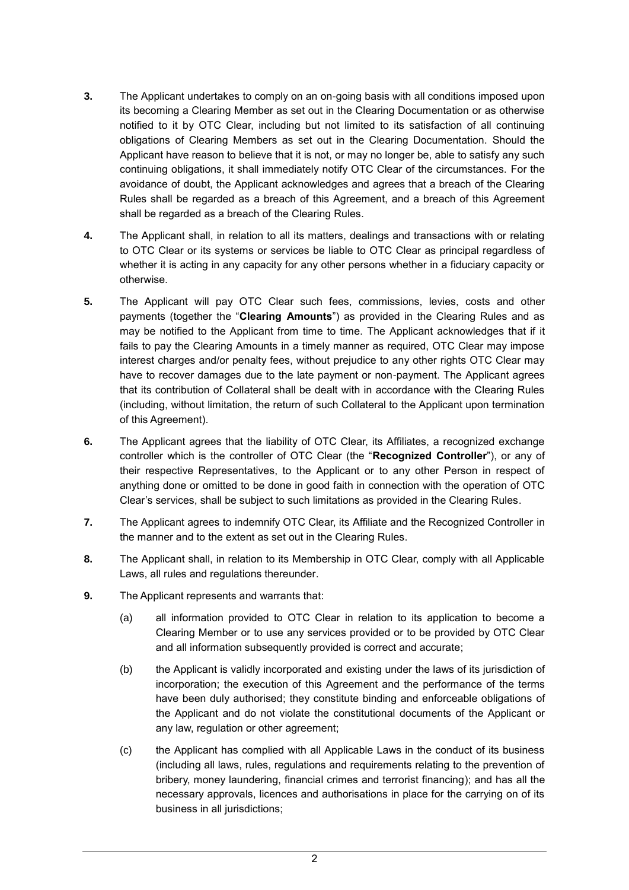**3.** The Applicant undertakes to comply on an on-going basis with all conditions imposed upon its becoming a Clearing Member as set out in the Clearing Documentation or as otherwise notified to it by OTC Clear, including but not limited to its satisfaction of all continuing obligations of Clearing Members as set out in the Clearing Documentation. Should the Applicant have reason to believe that it is not, or may no longer be, able to satisfy any such continuing obligations, it shall immediately notify OTC Clear of the circumstances. For the avoidance of doubt, the Applicant acknowledges and agrees that a breach of the Clearing Rules shall be regarded as a breach of this Agreement, and a breach of this Agreement shall be regarded as a breach of the Clearing Rules.

**4.** The Applicant shall, in relation to all its matters, dealings and transactions with or relating to OTC Clear or its systems or services be liable to OTC Clear as principal regardless of whether it is acting in any capacity for any other persons whether in a fiduciary capacity or otherwise.

**5.** The Applicant will pay OTC Clear such fees, commissions, levies, costs and other payments (together the "**Clearing Amounts**") as provided in the Clearing Rules and as may be notified to the Applicant from time to time. The Applicant acknowledges that if it fails to pay the Clearing Amounts in a timely manner as required, OTC Clear may impose interest charges and/or penalty fees, without prejudice to any other rights OTC Clear may have to recover damages due to the late payment or non-payment. The Applicant agrees that its contribution of Collateral shall be dealt with in accordance with the Clearing Rules (including, without limitation, the return of such Collateral to the Applicant upon termination of this Agreement).

**6.** The Applicant agrees that the liability of OTC Clear, its Affiliates, a recognized exchange controller which is the controller of OTC Clear (the "**Recognized Controller**"), or any of their respective Representatives, to the Applicant or to any other Person in respect of anything done or omitted to be done in good faith in connection with the operation of OTC Clear's services, shall be subject to such limitations as provided in the Clearing Rules.

**7.** The Applicant agrees to indemnify OTC Clear, its Affiliate and the Recognized Controller in the manner and to the extent as set out in the Clearing Rules.

**8.** The Applicant shall, in relation to its Membership in OTC Clear, comply with all Applicable Laws, all rules and regulations thereunder.

**9.** The Applicant represents and warrants that:

(a) all information provided to OTC Clear in relation to its application to become a Clearing Member or to use any services provided or to be provided by OTC Clear and all information subsequently provided is correct and accurate;

(b) the Applicant is validly incorporated and existing under the laws of its jurisdiction of incorporation; the execution of this Agreement and the performance of the terms have been duly authorised; they constitute binding and enforceable obligations of the Applicant and do not violate the constitutional documents of the Applicant or any law, regulation or other agreement;

(c) the Applicant has complied with all Applicable Laws in the conduct of its business (including all laws, rules, regulations and requirements relating to the prevention of bribery, money laundering, financial crimes and terrorist financing); and has all the necessary approvals, licences and authorisations in place for the carrying on of its business in all jurisdictions;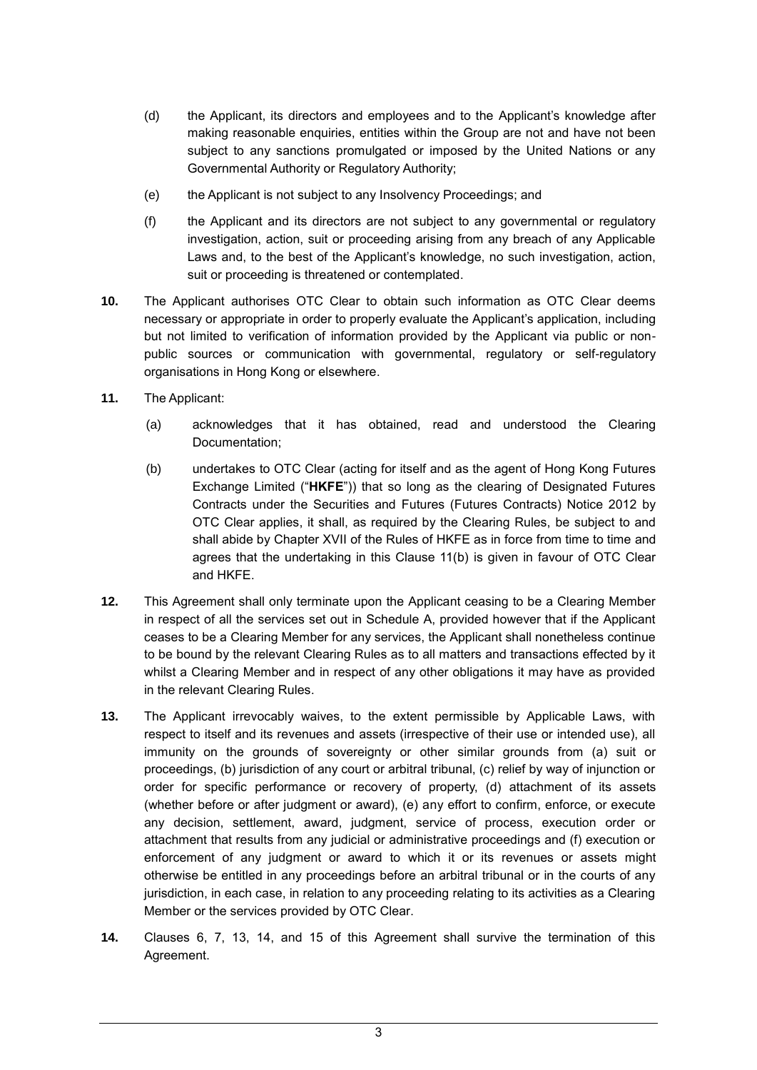(d) the Applicant, its directors and employees and to the Applicant's knowledge after making reasonable enquiries, entities within the Group are not and have not been subject to any sanctions promulgated or imposed by the United Nations or any Governmental Authority or Regulatory Authority;

(e) the Applicant is not subject to any Insolvency Proceedings; and

(f) the Applicant and its directors are not subject to any governmental or regulatory investigation, action, suit or proceeding arising from any breach of any Applicable Laws and, to the best of the Applicant's knowledge, no such investigation, action, suit or proceeding is threatened or contemplated.

**10.** The Applicant authorises OTC Clear to obtain such information as OTC Clear deems necessary or appropriate in order to properly evaluate the Applicant's application, including but not limited to verification of information provided by the Applicant via public or non-public sources or communication with governmental, regulatory or self-regulatory organisations in Hong Kong or elsewhere.

**11.** The Applicant:

(a) acknowledges that it has obtained, read and understood the Clearing Documentation;

(b) undertakes to OTC Clear (acting for itself and as the agent of Hong Kong Futures Exchange Limited ("**HKFE**")) that so long as the clearing of Designated Futures Contracts under the Securities and Futures (Futures Contracts) Notice 2012 by OTC Clear applies, it shall, as required by the Clearing Rules, be subject to and shall abide by Chapter XVII of the Rules of HKFE as in force from time to time and agrees that the undertaking in this Clause 11(b) is given in favour of OTC Clear and HKFE.

**12.** This Agreement shall only terminate upon the Applicant ceasing to be a Clearing Member in respect of all the services set out in Schedule A, provided however that if the Applicant ceases to be a Clearing Member for any services, the Applicant shall nonetheless continue to be bound by the relevant Clearing Rules as to all matters and transactions effected by it whilst a Clearing Member and in respect of any other obligations it may have as provided in the relevant Clearing Rules.

**13.** The Applicant irrevocably waives, to the extent permissible by Applicable Laws, with respect to itself and its revenues and assets (irrespective of their use or intended use), all immunity on the grounds of sovereignty or other similar grounds from (a) suit or proceedings, (b) jurisdiction of any court or arbitral tribunal, (c) relief by way of injunction or order for specific performance or recovery of property, (d) attachment of its assets (whether before or after judgment or award), (e) any effort to confirm, enforce, or execute any decision, settlement, award, judgment, service of process, execution order or attachment that results from any judicial or administrative proceedings and (f) execution or enforcement of any judgment or award to which it or its revenues or assets might otherwise be entitled in any proceedings before an arbitral tribunal or in the courts of any jurisdiction, in each case, in relation to any proceeding relating to its activities as a Clearing Member or the services provided by OTC Clear.

**14.** Clauses 6, 7, 13, 14, and 15 of this Agreement shall survive the termination of this Agreement.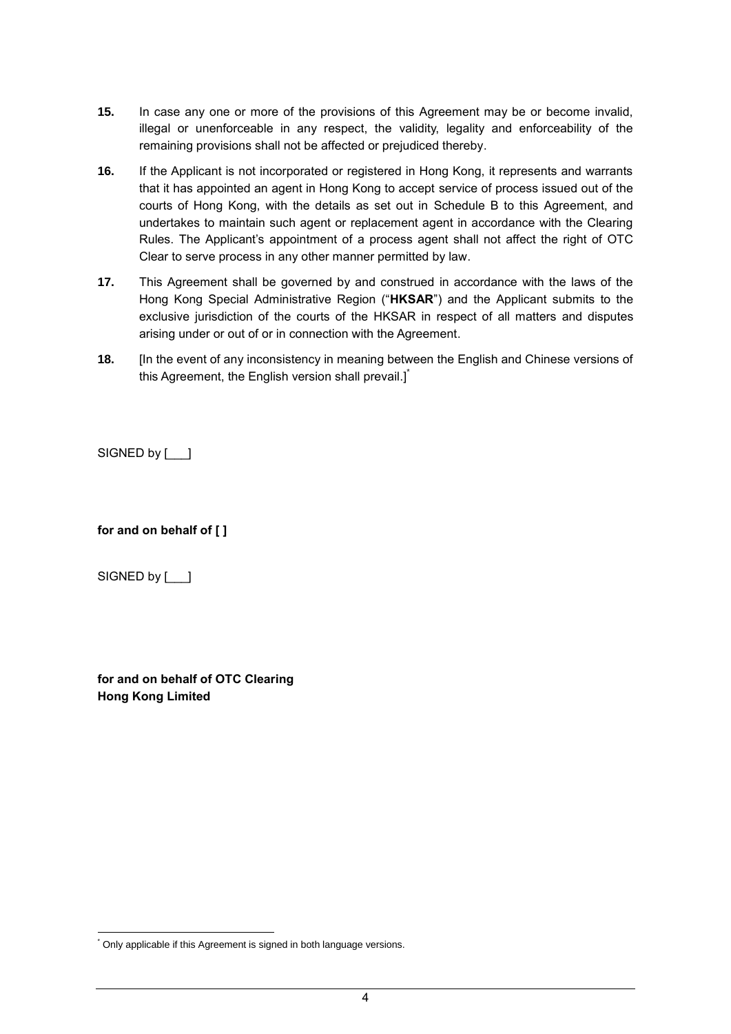**15.** In case any one or more of the provisions of this Agreement may be or become invalid, illegal or unenforceable in any respect, the validity, legality and enforceability of the remaining provisions shall not be affected or prejudiced thereby.

**16.** If the Applicant is not incorporated or registered in Hong Kong, it represents and warrants that it has appointed an agent in Hong Kong to accept service of process issued out of the courts of Hong Kong, with the details as set out in Schedule B to this Agreement, and undertakes to maintain such agent or replacement agent in accordance with the Clearing Rules. The Applicant's appointment of a process agent shall not affect the right of OTC Clear to serve process in any other manner permitted by law.

**17.** This Agreement shall be governed by and construed in accordance with the laws of the Hong Kong Special Administrative Region ("**HKSAR**") and the Applicant submits to the exclusive jurisdiction of the courts of the HKSAR in respect of all matters and disputes arising under or out of or in connection with the Agreement.

**18.** [In the event of any inconsistency in meaning between the English and Chinese versions of this Agreement, the English version shall prevail.]*

SIGNED by [___]

**for and on behalf of [ ]**

SIGNED by [___]

**for and on behalf of OTC Clearing Hong Kong Limited**

---

* Only applicable if this Agreement is signed in both language versions.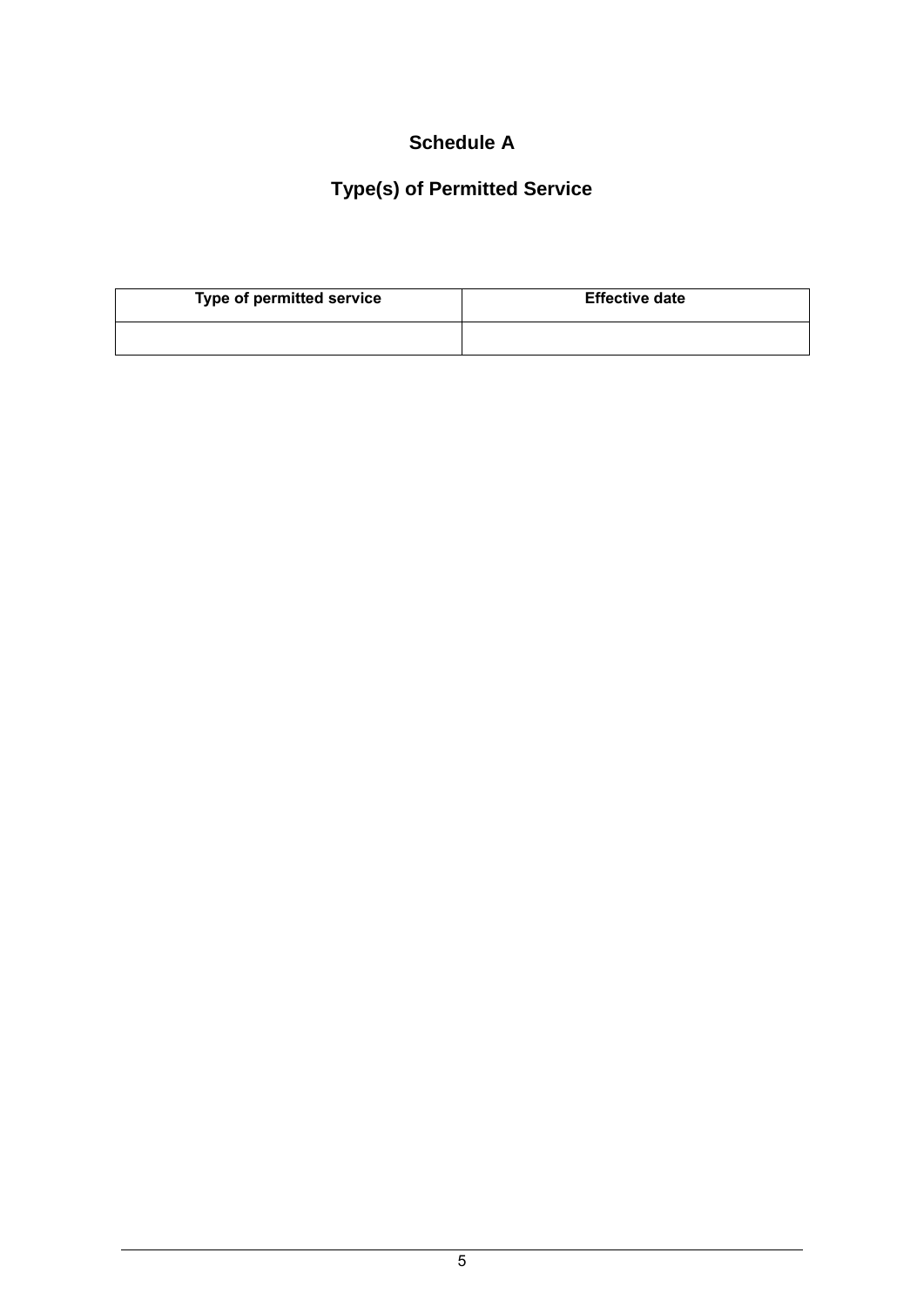# Schedule A

## Type(s) of Permitted Service

| Type of permitted service | Effective date |
| --- | --- |
| | |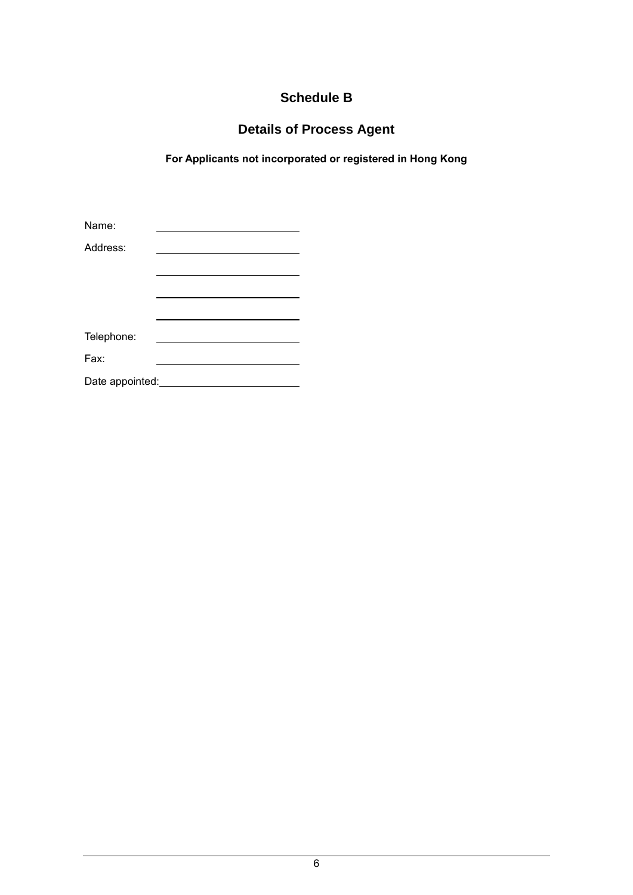# Schedule B

## Details of Process Agent

**For Applicants not incorporated or registered in Hong Kong**

Name: \_\_\_\_\_\_\_\_\_\_\_\_\_\_\_\_\_\_\_\_\_\_\_\_

Address: \_\_\_\_\_\_\_\_\_\_\_\_\_\_\_\_\_\_\_\_\_\_\_\_

\_\_\_\_\_\_\_\_\_\_\_\_\_\_\_\_\_\_\_\_\_\_\_\_

\_\_\_\_\_\_\_\_\_\_\_\_\_\_\_\_\_\_\_\_\_\_\_\_

\_\_\_\_\_\_\_\_\_\_\_\_\_\_\_\_\_\_\_\_\_\_\_\_

Telephone: \_\_\_\_\_\_\_\_\_\_\_\_\_\_\_\_\_\_\_\_\_\_\_\_

Fax: \_\_\_\_\_\_\_\_\_\_\_\_\_\_\_\_\_\_\_\_\_\_\_\_

Date appointed: \_\_\_\_\_\_\_\_\_\_\_\_\_\_\_\_\_\_\_\_\_\_\_\_